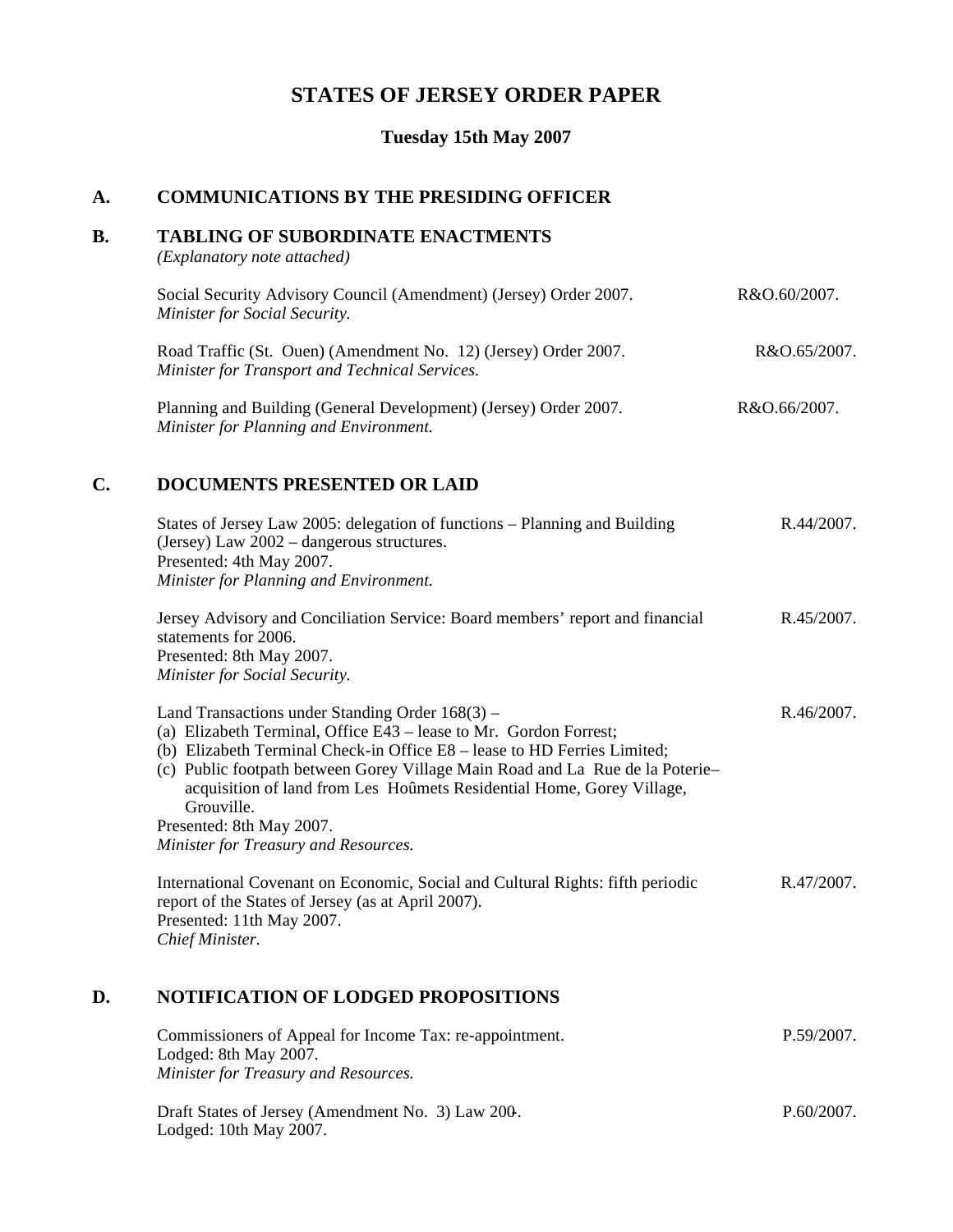# STATES OF JERSEY ORDER PAPER

## Tuesday 15th May 2007

## A. COMMUNICATIONS BY THE PRESIDING OFFICER

## B. TABLING OF SUBORDINATE ENACTMENTS

*(Explanatory note attached)*

Social Security Advisory Council (Amendment) (Jersey) Order 2007. R&O.60/2007.
*Minister for Social Security.*

Road Traffic (St. Ouen) (Amendment No. 12) (Jersey) Order 2007. R&O.65/2007.
*Minister for Transport and Technical Services.*

Planning and Building (General Development) (Jersey) Order 2007. R&O.66/2007.
*Minister for Planning and Environment.*

## C. DOCUMENTS PRESENTED OR LAID

States of Jersey Law 2005: delegation of functions – Planning and Building (Jersey) Law 2002 – dangerous structures. R.44/2007.
Presented: 4th May 2007.
*Minister for Planning and Environment.*

Jersey Advisory and Conciliation Service: Board members' report and financial statements for 2006. R.45/2007.
Presented: 8th May 2007.
*Minister for Social Security.*

Land Transactions under Standing Order 168(3) – R.46/2007.
(a) Elizabeth Terminal, Office E43 – lease to Mr. Gordon Forrest;
(b) Elizabeth Terminal Check-in Office E8 – lease to HD Ferries Limited;
(c) Public footpath between Gorey Village Main Road and La Rue de la Poterie– acquisition of land from Les Hoûmets Residential Home, Gorey Village, Grouville.
Presented: 8th May 2007.
*Minister for Treasury and Resources.*

International Covenant on Economic, Social and Cultural Rights: fifth periodic report of the States of Jersey (as at April 2007). R.47/2007.
Presented: 11th May 2007.
*Chief Minister.*

## D. NOTIFICATION OF LODGED PROPOSITIONS

Commissioners of Appeal for Income Tax: re-appointment. P.59/2007.
Lodged: 8th May 2007.
*Minister for Treasury and Resources.*

Draft States of Jersey (Amendment No. 3) Law 200-. P.60/2007.
Lodged: 10th May 2007.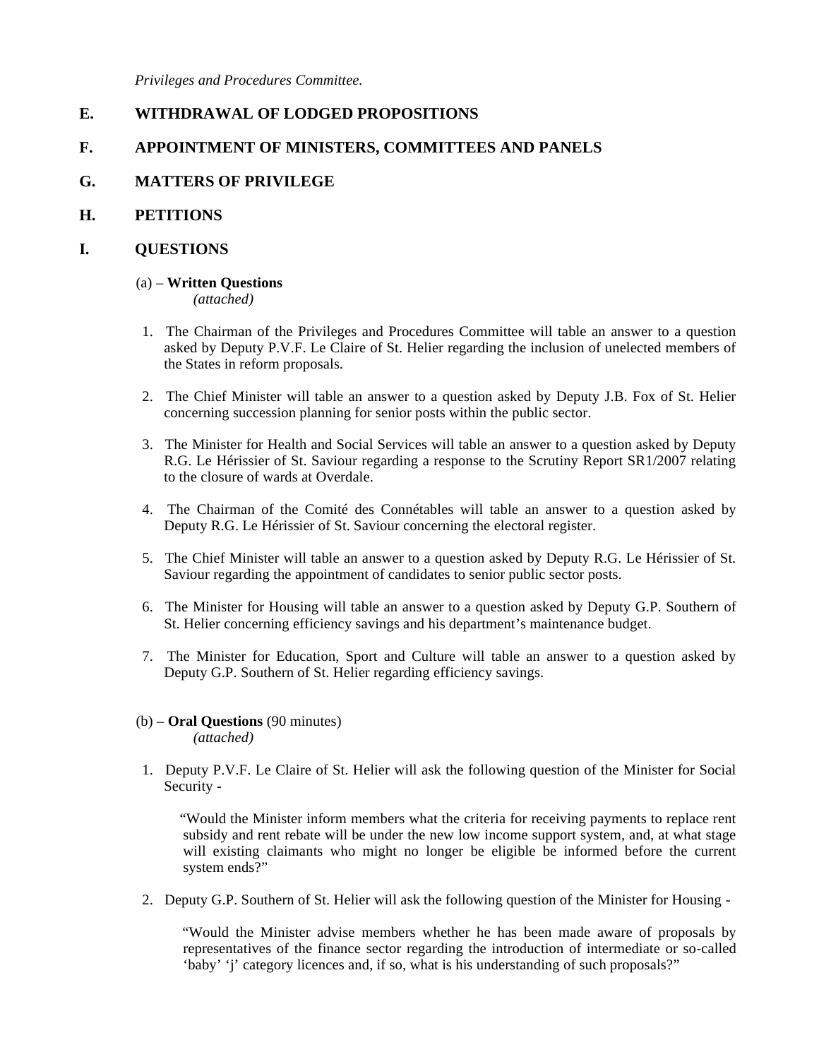*Privileges and Procedures Committee.*

## E. WITHDRAWAL OF LODGED PROPOSITIONS

## F. APPOINTMENT OF MINISTERS, COMMITTEES AND PANELS

## G. MATTERS OF PRIVILEGE

## H. PETITIONS

## I. QUESTIONS

(a) – **Written Questions**
*(attached)*

1. The Chairman of the Privileges and Procedures Committee will table an answer to a question asked by Deputy P.V.F. Le Claire of St. Helier regarding the inclusion of unelected members of the States in reform proposals.

2. The Chief Minister will table an answer to a question asked by Deputy J.B. Fox of St. Helier concerning succession planning for senior posts within the public sector.

3. The Minister for Health and Social Services will table an answer to a question asked by Deputy R.G. Le Hérissier of St. Saviour regarding a response to the Scrutiny Report SR1/2007 relating to the closure of wards at Overdale.

4. The Chairman of the Comité des Connétables will table an answer to a question asked by Deputy R.G. Le Hérissier of St. Saviour concerning the electoral register.

5. The Chief Minister will table an answer to a question asked by Deputy R.G. Le Hérissier of St. Saviour regarding the appointment of candidates to senior public sector posts.

6. The Minister for Housing will table an answer to a question asked by Deputy G.P. Southern of St. Helier concerning efficiency savings and his department's maintenance budget.

7. The Minister for Education, Sport and Culture will table an answer to a question asked by Deputy G.P. Southern of St. Helier regarding efficiency savings.

(b) – **Oral Questions** (90 minutes)
*(attached)*

1. Deputy P.V.F. Le Claire of St. Helier will ask the following question of the Minister for Social Security -

   "Would the Minister inform members what the criteria for receiving payments to replace rent subsidy and rent rebate will be under the new low income support system, and, at what stage will existing claimants who might no longer be eligible be informed before the current system ends?"

2. Deputy G.P. Southern of St. Helier will ask the following question of the Minister for Housing -

   "Would the Minister advise members whether he has been made aware of proposals by representatives of the finance sector regarding the introduction of intermediate or so-called 'baby' 'j' category licences and, if so, what is his understanding of such proposals?"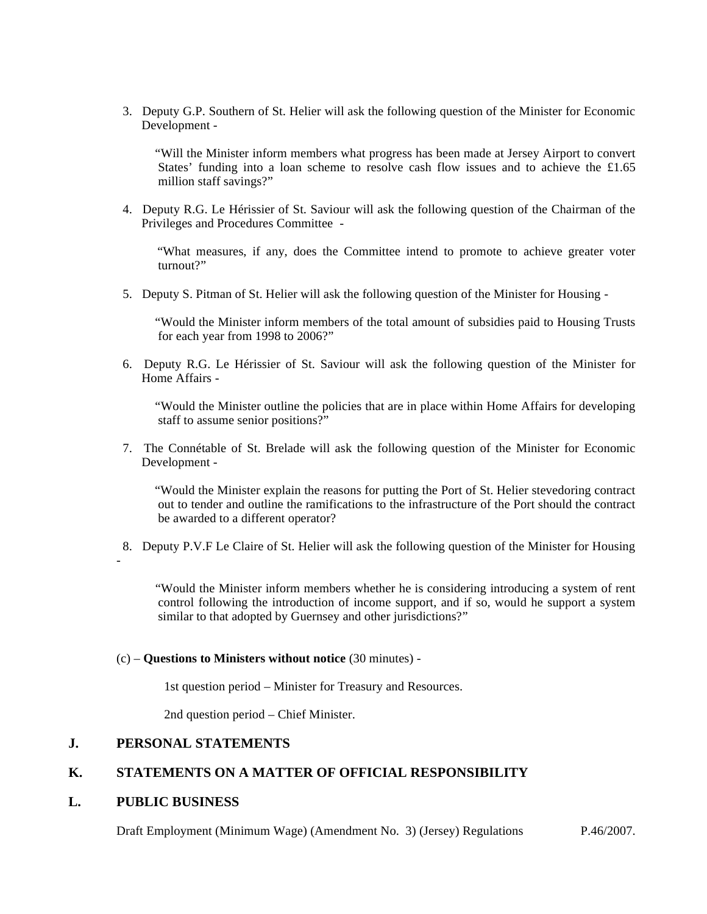3. Deputy G.P. Southern of St. Helier will ask the following question of the Minister for Economic Development -

   "Will the Minister inform members what progress has been made at Jersey Airport to convert States' funding into a loan scheme to resolve cash flow issues and to achieve the £1.65 million staff savings?"

4. Deputy R.G. Le Hérissier of St. Saviour will ask the following question of the Chairman of the Privileges and Procedures Committee -

   "What measures, if any, does the Committee intend to promote to achieve greater voter turnout?"

5. Deputy S. Pitman of St. Helier will ask the following question of the Minister for Housing -

   "Would the Minister inform members of the total amount of subsidies paid to Housing Trusts for each year from 1998 to 2006?"

6. Deputy R.G. Le Hérissier of St. Saviour will ask the following question of the Minister for Home Affairs -

   "Would the Minister outline the policies that are in place within Home Affairs for developing staff to assume senior positions?"

7. The Connétable of St. Brelade will ask the following question of the Minister for Economic Development -

   "Would the Minister explain the reasons for putting the Port of St. Helier stevedoring contract out to tender and outline the ramifications to the infrastructure of the Port should the contract be awarded to a different operator?

8. Deputy P.V.F Le Claire of St. Helier will ask the following question of the Minister for Housing -

   "Would the Minister inform members whether he is considering introducing a system of rent control following the introduction of income support, and if so, would he support a system similar to that adopted by Guernsey and other jurisdictions?"

(c) – **Questions to Ministers without notice** (30 minutes) -

1st question period – Minister for Treasury and Resources.

2nd question period – Chief Minister.

## J. PERSONAL STATEMENTS

## K. STATEMENTS ON A MATTER OF OFFICIAL RESPONSIBILITY

## L. PUBLIC BUSINESS

Draft Employment (Minimum Wage) (Amendment No. 3) (Jersey) Regulations P.46/2007.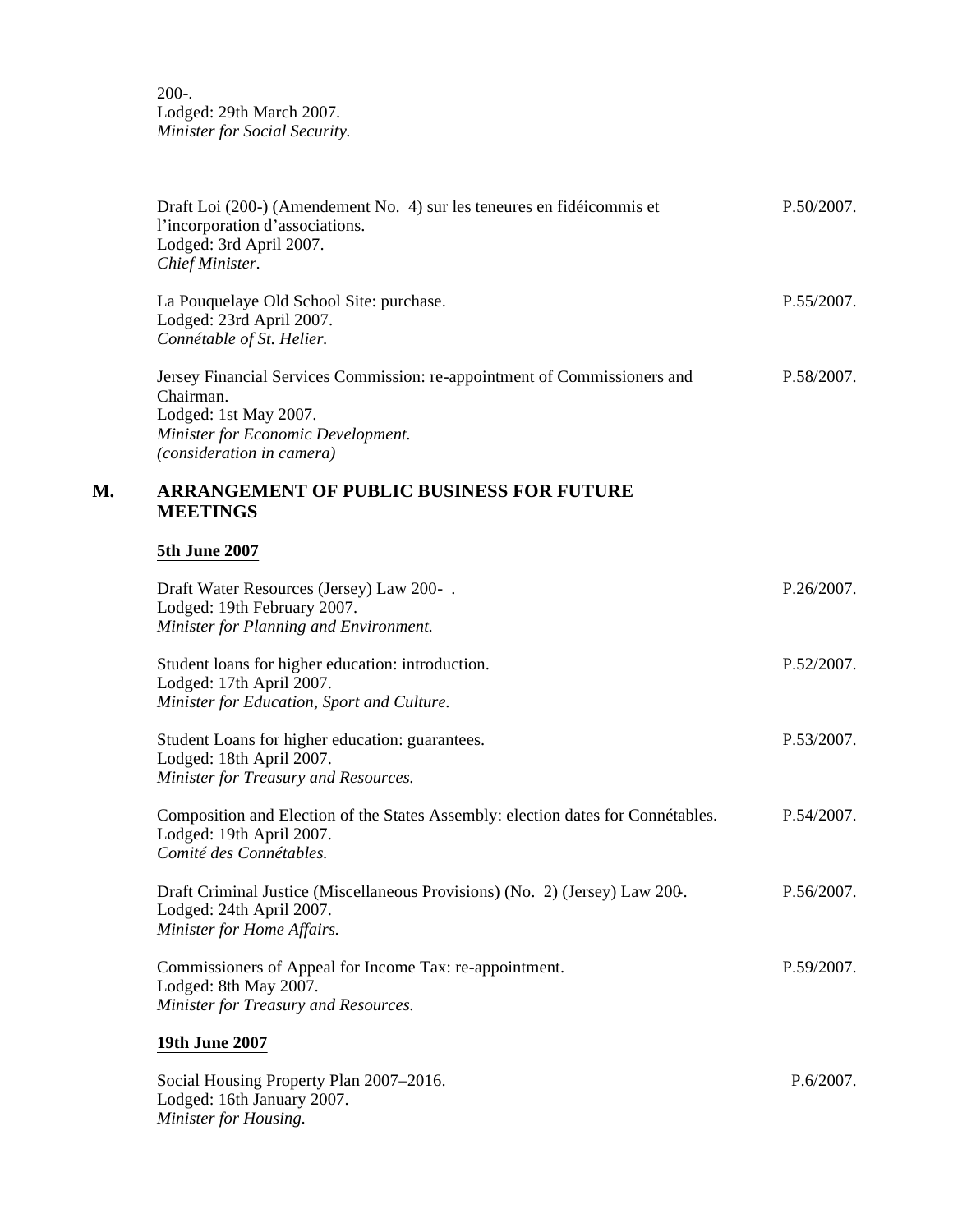200-.
Lodged: 29th March 2007.
*Minister for Social Security.*

Draft Loi (200-) (Amendement No. 4) sur les teneures en fidéicommis et l'incorporation d'associations. P.50/2007.
Lodged: 3rd April 2007.
*Chief Minister.*

La Pouquelaye Old School Site: purchase. P.55/2007.
Lodged: 23rd April 2007.
*Connétable of St. Helier.*

Jersey Financial Services Commission: re-appointment of Commissioners and Chairman. P.58/2007.
Lodged: 1st May 2007.
*Minister for Economic Development.*
*(consideration in camera)*

## M. ARRANGEMENT OF PUBLIC BUSINESS FOR FUTURE MEETINGS

**5th June 2007**

Draft Water Resources (Jersey) Law 200- . P.26/2007.
Lodged: 19th February 2007.
*Minister for Planning and Environment.*

Student loans for higher education: introduction. P.52/2007.
Lodged: 17th April 2007.
*Minister for Education, Sport and Culture.*

Student Loans for higher education: guarantees. P.53/2007.
Lodged: 18th April 2007.
*Minister for Treasury and Resources.*

Composition and Election of the States Assembly: election dates for Connétables. P.54/2007.
Lodged: 19th April 2007.
*Comité des Connétables.*

Draft Criminal Justice (Miscellaneous Provisions) (No. 2) (Jersey) Law 200-. P.56/2007.
Lodged: 24th April 2007.
*Minister for Home Affairs.*

Commissioners of Appeal for Income Tax: re-appointment. P.59/2007.
Lodged: 8th May 2007.
*Minister for Treasury and Resources.*

**19th June 2007**

Social Housing Property Plan 2007–2016. P.6/2007.
Lodged: 16th January 2007.
*Minister for Housing.*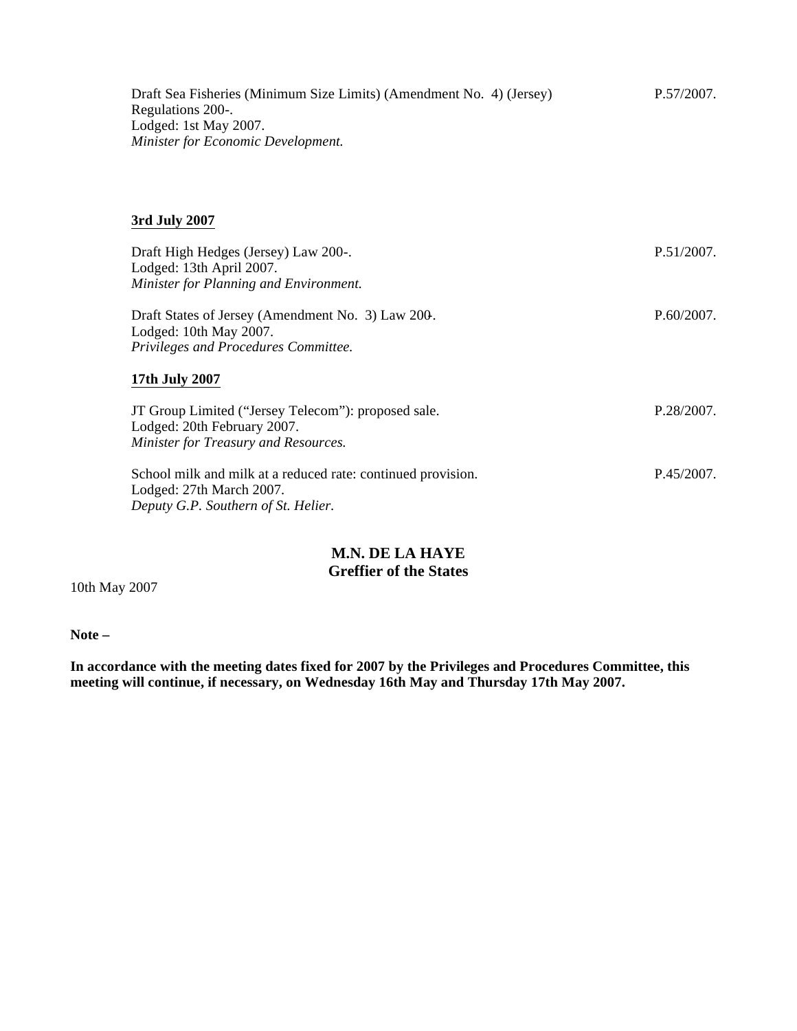Draft Sea Fisheries (Minimum Size Limits) (Amendment No. 4) (Jersey) Regulations 200-. P.57/2007.
Lodged: 1st May 2007.
*Minister for Economic Development.*

**3rd July 2007**

Draft High Hedges (Jersey) Law 200-. P.51/2007.
Lodged: 13th April 2007.
*Minister for Planning and Environment.*

Draft States of Jersey (Amendment No. 3) Law 200-. P.60/2007.
Lodged: 10th May 2007.
*Privileges and Procedures Committee.*

**17th July 2007**

JT Group Limited ("Jersey Telecom"): proposed sale. P.28/2007.
Lodged: 20th February 2007.
*Minister for Treasury and Resources.*

School milk and milk at a reduced rate: continued provision. P.45/2007.
Lodged: 27th March 2007.
*Deputy G.P. Southern of St. Helier.*

**M.N. DE LA HAYE**
**Greffier of the States**

10th May 2007

**Note –**

**In accordance with the meeting dates fixed for 2007 by the Privileges and Procedures Committee, this meeting will continue, if necessary, on Wednesday 16th May and Thursday 17th May 2007.**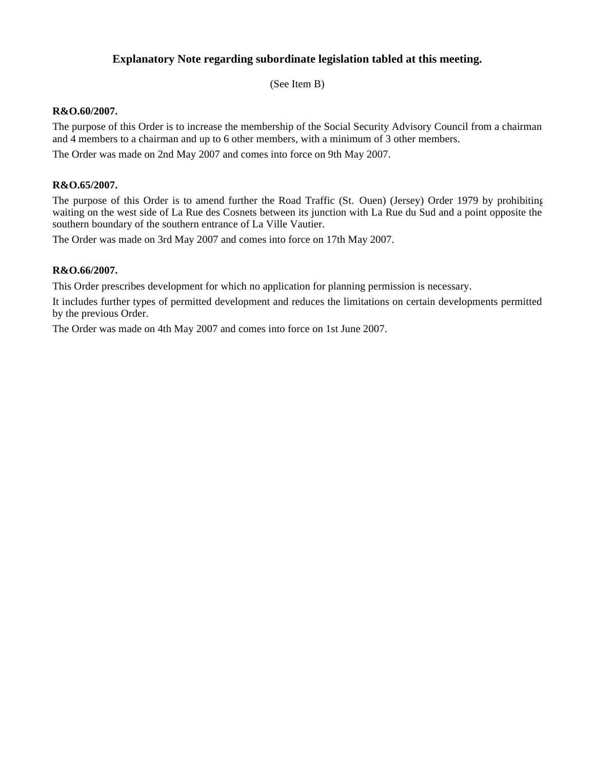## Explanatory Note regarding subordinate legislation tabled at this meeting.

(See Item B)

**R&O.60/2007.**

The purpose of this Order is to increase the membership of the Social Security Advisory Council from a chairman and 4 members to a chairman and up to 6 other members, with a minimum of 3 other members.

The Order was made on 2nd May 2007 and comes into force on 9th May 2007.

**R&O.65/2007.**

The purpose of this Order is to amend further the Road Traffic (St. Ouen) (Jersey) Order 1979 by prohibiting waiting on the west side of La Rue des Cosnets between its junction with La Rue du Sud and a point opposite the southern boundary of the southern entrance of La Ville Vautier.

The Order was made on 3rd May 2007 and comes into force on 17th May 2007.

**R&O.66/2007.**

This Order prescribes development for which no application for planning permission is necessary.

It includes further types of permitted development and reduces the limitations on certain developments permitted by the previous Order.

The Order was made on 4th May 2007 and comes into force on 1st June 2007.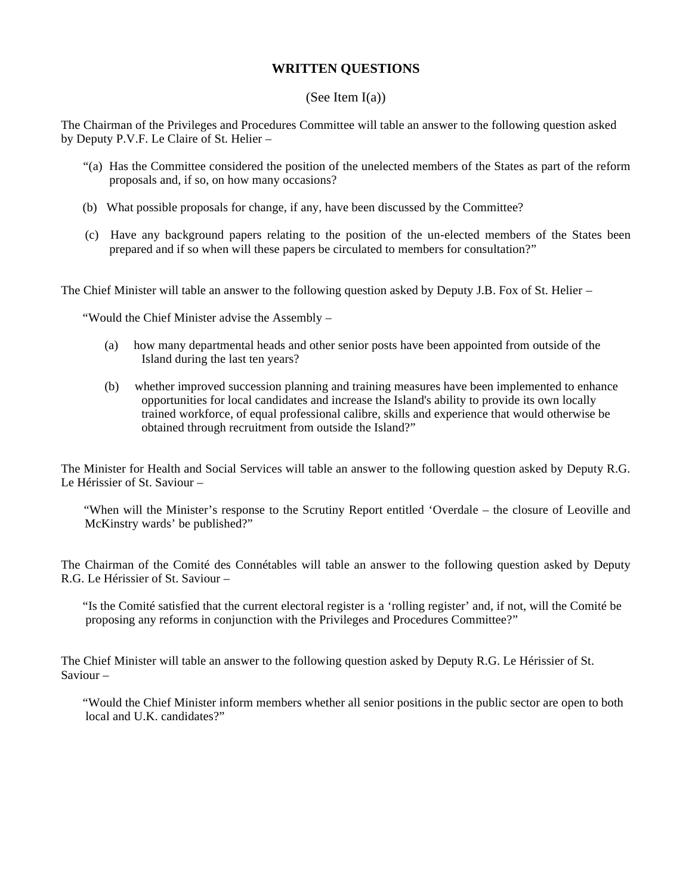## WRITTEN QUESTIONS

(See Item I(a))

The Chairman of the Privileges and Procedures Committee will table an answer to the following question asked by Deputy P.V.F. Le Claire of St. Helier –

"(a) Has the Committee considered the position of the unelected members of the States as part of the reform proposals and, if so, on how many occasions?

(b) What possible proposals for change, if any, have been discussed by the Committee?

(c) Have any background papers relating to the position of the un-elected members of the States been prepared and if so when will these papers be circulated to members for consultation?"

The Chief Minister will table an answer to the following question asked by Deputy J.B. Fox of St. Helier –

"Would the Chief Minister advise the Assembly –

(a) how many departmental heads and other senior posts have been appointed from outside of the Island during the last ten years?

(b) whether improved succession planning and training measures have been implemented to enhance opportunities for local candidates and increase the Island's ability to provide its own locally trained workforce, of equal professional calibre, skills and experience that would otherwise be obtained through recruitment from outside the Island?"

The Minister for Health and Social Services will table an answer to the following question asked by Deputy R.G. Le Hérissier of St. Saviour –

"When will the Minister's response to the Scrutiny Report entitled 'Overdale – the closure of Leoville and McKinstry wards' be published?"

The Chairman of the Comité des Connétables will table an answer to the following question asked by Deputy R.G. Le Hérissier of St. Saviour –

"Is the Comité satisfied that the current electoral register is a 'rolling register' and, if not, will the Comité be proposing any reforms in conjunction with the Privileges and Procedures Committee?"

The Chief Minister will table an answer to the following question asked by Deputy R.G. Le Hérissier of St. Saviour –

"Would the Chief Minister inform members whether all senior positions in the public sector are open to both local and U.K. candidates?"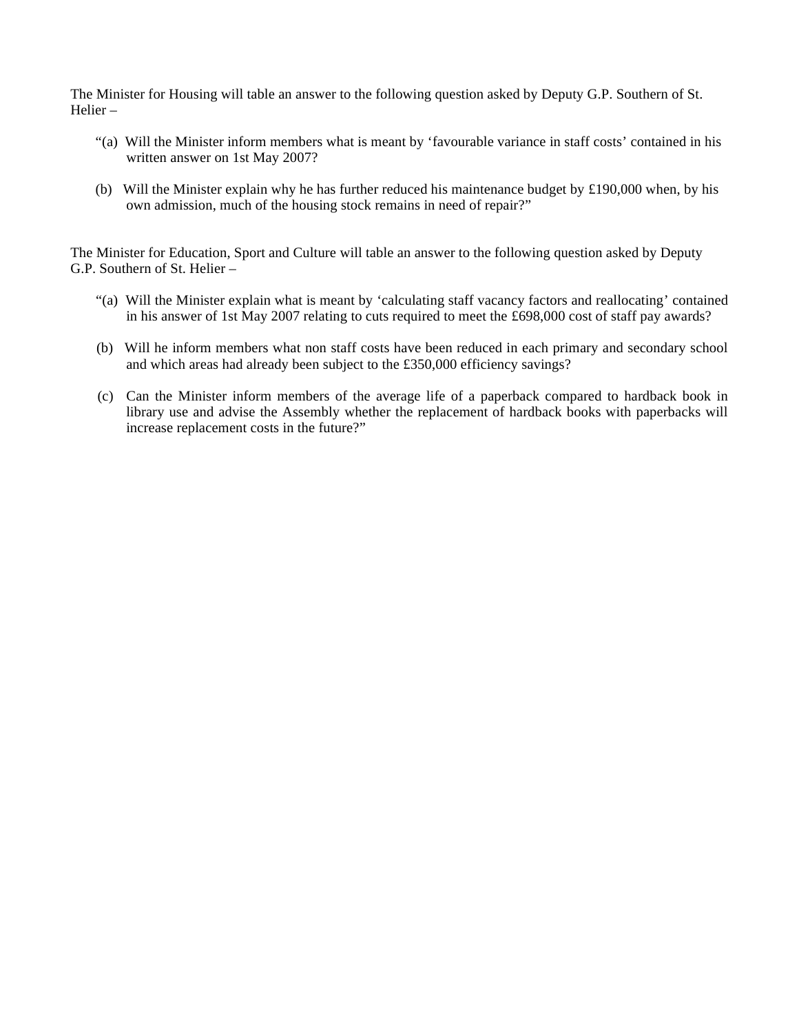The Minister for Housing will table an answer to the following question asked by Deputy G.P. Southern of St. Helier –

> “(a) Will the Minister inform members what is meant by ‘favourable variance in staff costs’ contained in his written answer on 1st May 2007?
>
> (b) Will the Minister explain why he has further reduced his maintenance budget by £190,000 when, by his own admission, much of the housing stock remains in need of repair?”

The Minister for Education, Sport and Culture will table an answer to the following question asked by Deputy G.P. Southern of St. Helier –

> “(a) Will the Minister explain what is meant by ‘calculating staff vacancy factors and reallocating’ contained in his answer of 1st May 2007 relating to cuts required to meet the £698,000 cost of staff pay awards?
>
> (b) Will he inform members what non staff costs have been reduced in each primary and secondary school and which areas had already been subject to the £350,000 efficiency savings?
>
> (c) Can the Minister inform members of the average life of a paperback compared to hardback book in library use and advise the Assembly whether the replacement of hardback books with paperbacks will increase replacement costs in the future?”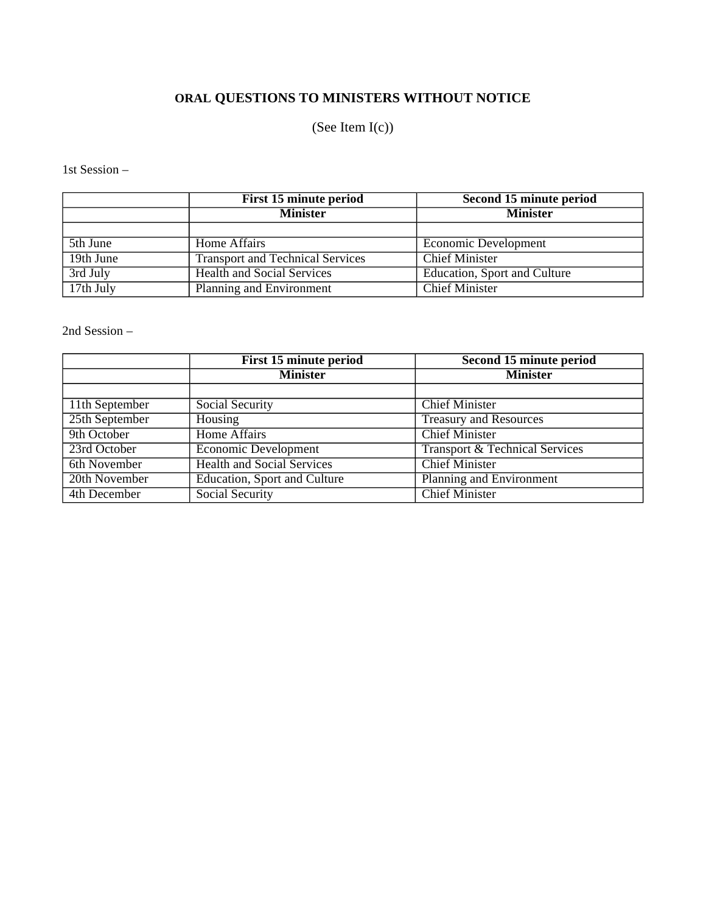## ORAL QUESTIONS TO MINISTERS WITHOUT NOTICE

(See Item I(c))

1st Session –

| | First 15 minute period | Second 15 minute period |
|---|---|---|
| | **Minister** | **Minister** |
| | | |
| 5th June | Home Affairs | Economic Development |
| 19th June | Transport and Technical Services | Chief Minister |
| 3rd July | Health and Social Services | Education, Sport and Culture |
| 17th July | Planning and Environment | Chief Minister |

2nd Session –

| | First 15 minute period | Second 15 minute period |
|---|---|---|
| | **Minister** | **Minister** |
| | | |
| 11th September | Social Security | Chief Minister |
| 25th September | Housing | Treasury and Resources |
| 9th October | Home Affairs | Chief Minister |
| 23rd October | Economic Development | Transport & Technical Services |
| 6th November | Health and Social Services | Chief Minister |
| 20th November | Education, Sport and Culture | Planning and Environment |
| 4th December | Social Security | Chief Minister |